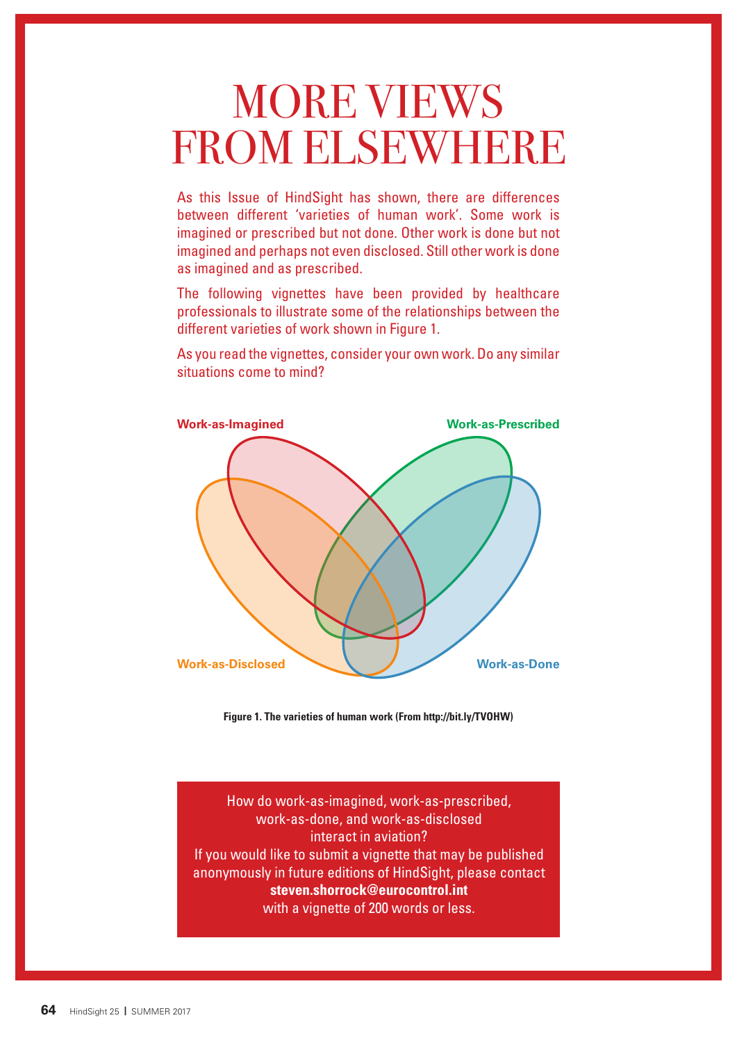# MORE VIEWS FROM ELSEWHERE

As this Issue of HindSight has shown, there are differences between different 'varieties of human work'. Some work is imagined or prescribed but not done. Other work is done but not imagined and perhaps not even disclosed. Still other work is done as imagined and as prescribed.

The following vignettes have been provided by healthcare professionals to illustrate some of the relationships between the different varieties of work shown in Figure 1.

As you read the vignettes, consider your own work. Do any similar situations come to mind?

Work-as-Imagined

Work-as-Prescribed

Work-as-Disclosed

Work-as-Done

**Figure 1. The varieties of human work (From http://bit.ly/TVOHW)**

How do work-as-imagined, work-as-prescribed, work-as-done, and work-as-disclosed interact in aviation?
If you would like to submit a vignette that may be published anonymously in future editions of HindSight, please contact **steven.shorrock@eurocontrol.int** with a vignette of 200 words or less.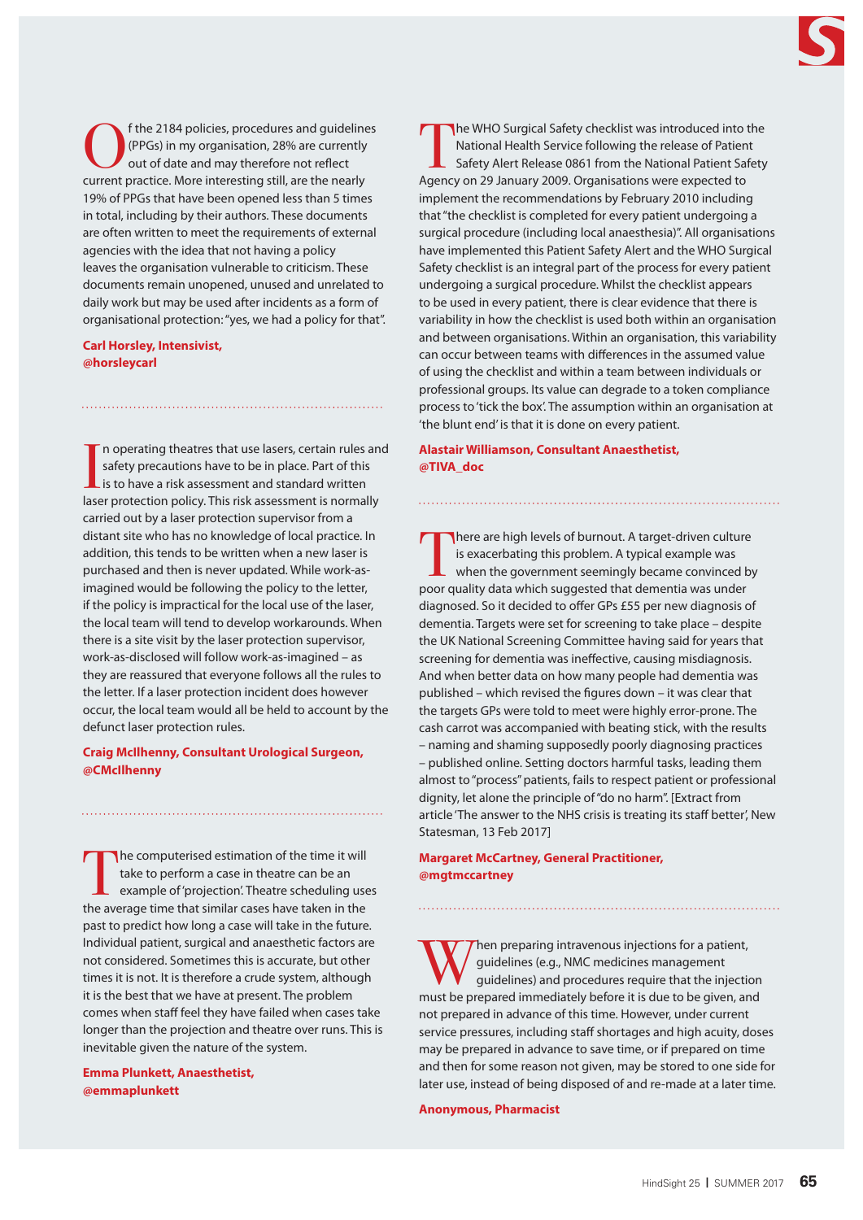Of the 2184 policies, procedures and guidelines (PPGs) in my organisation, 28% are currently out of date and may therefore not reflect current practice. More interesting still, are the nearly 19% of PPGs that have been opened less than 5 times in total, including by their authors. These documents are often written to meet the requirements of external agencies with the idea that not having a policy leaves the organisation vulnerable to criticism. These documents remain unopened, unused and unrelated to daily work but may be used after incidents as a form of organisational protection: "yes, we had a policy for that".

**Carl Horsley, Intensivist, @horsleycarl**

---

In operating theatres that use lasers, certain rules and safety precautions have to be in place. Part of this is to have a risk assessment and standard written laser protection policy. This risk assessment is normally carried out by a laser protection supervisor from a distant site who has no knowledge of local practice. In addition, this tends to be written when a new laser is purchased and then is never updated. While work-as-imagined would be following the policy to the letter, if the policy is impractical for the local use of the laser, the local team will tend to develop workarounds. When there is a site visit by the laser protection supervisor, work-as-disclosed will follow work-as-imagined – as they are reassured that everyone follows all the rules to the letter. If a laser protection incident does however occur, the local team would all be held to account by the defunct laser protection rules.

**Craig McIlhenny, Consultant Urological Surgeon, @CMcIlhenny**

---

The computerised estimation of the time it will take to perform a case in theatre can be an example of 'projection'. Theatre scheduling uses the average time that similar cases have taken in the past to predict how long a case will take in the future. Individual patient, surgical and anaesthetic factors are not considered. Sometimes this is accurate, but other times it is not. It is therefore a crude system, although it is the best that we have at present. The problem comes when staff feel they have failed when cases take longer than the projection and theatre over runs. This is inevitable given the nature of the system.

**Emma Plunkett, Anaesthetist, @emmaplunkett**

---

The WHO Surgical Safety checklist was introduced into the National Health Service following the release of Patient Safety Alert Release 0861 from the National Patient Safety Agency on 29 January 2009. Organisations were expected to implement the recommendations by February 2010 including that "the checklist is completed for every patient undergoing a surgical procedure (including local anaesthesia)". All organisations have implemented this Patient Safety Alert and the WHO Surgical Safety checklist is an integral part of the process for every patient undergoing a surgical procedure. Whilst the checklist appears to be used in every patient, there is clear evidence that there is variability in how the checklist is used both within an organisation and between organisations. Within an organisation, this variability can occur between teams with differences in the assumed value of using the checklist and within a team between individuals or professional groups. Its value can degrade to a token compliance process to 'tick the box'. The assumption within an organisation at 'the blunt end' is that it is done on every patient.

**Alastair Williamson, Consultant Anaesthetist, @TIVA_doc**

---

There are high levels of burnout. A target-driven culture is exacerbating this problem. A typical example was when the government seemingly became convinced by poor quality data which suggested that dementia was under diagnosed. So it decided to offer GPs £55 per new diagnosis of dementia. Targets were set for screening to take place – despite the UK National Screening Committee having said for years that screening for dementia was ineffective, causing misdiagnosis. And when better data on how many people had dementia was published – which revised the figures down – it was clear that the targets GPs were told to meet were highly error-prone. The cash carrot was accompanied with beating stick, with the results – naming and shaming supposedly poorly diagnosing practices – published online. Setting doctors harmful tasks, leading them almost to "process" patients, fails to respect patient or professional dignity, let alone the principle of "do no harm". [Extract from article 'The answer to the NHS crisis is treating its staff better', New Statesman, 13 Feb 2017]

**Margaret McCartney, General Practitioner, @mgtmccartney**

---

When preparing intravenous injections for a patient, guidelines (e.g., NMC medicines management guidelines) and procedures require that the injection must be prepared immediately before it is due to be given, and not prepared in advance of this time. However, under current service pressures, including staff shortages and high acuity, doses may be prepared in advance to save time, or if prepared on time and then for some reason not given, may be stored to one side for later use, instead of being disposed of and re-made at a later time.

**Anonymous, Pharmacist**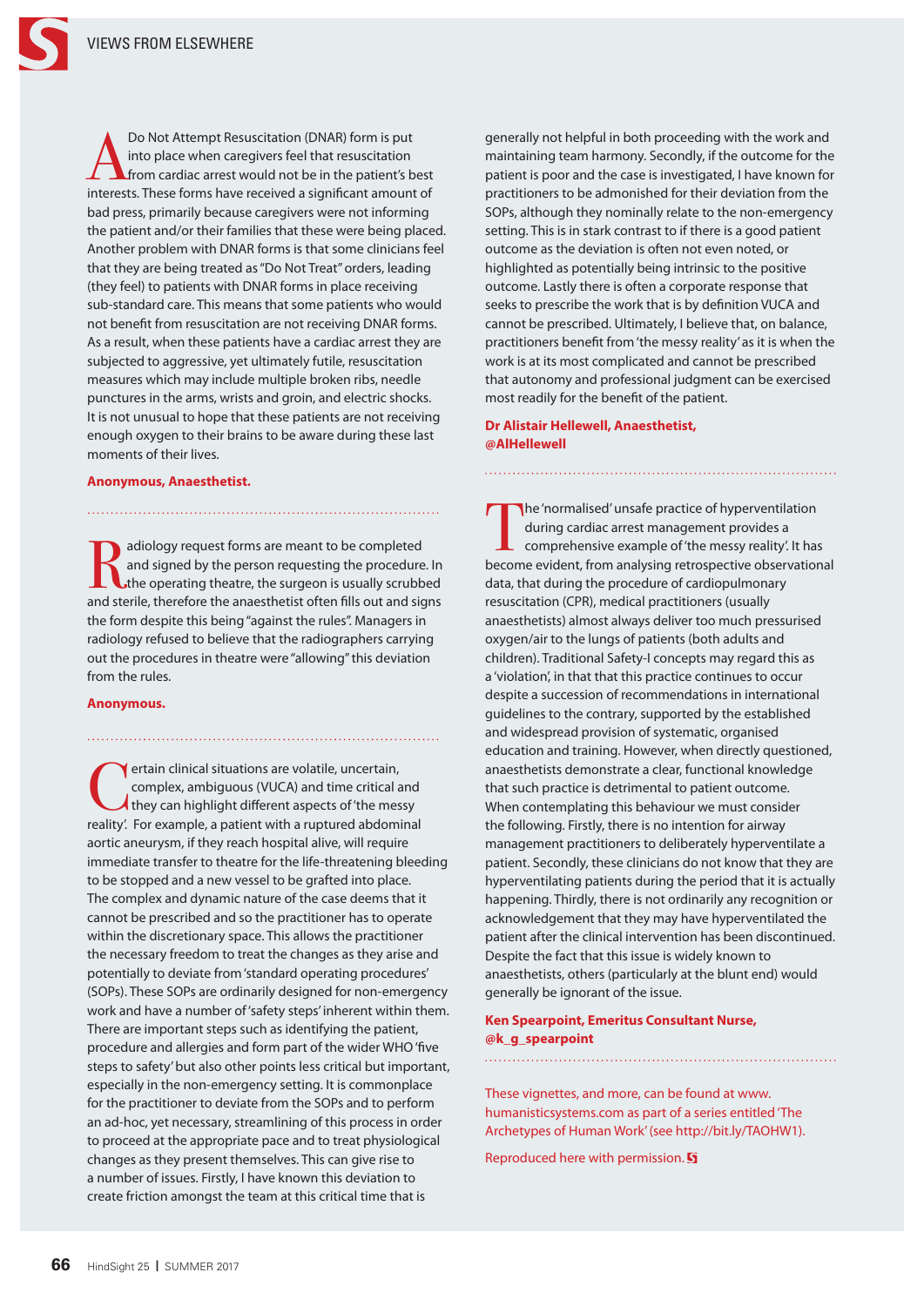A Do Not Attempt Resuscitation (DNAR) form is put into place when caregivers feel that resuscitation from cardiac arrest would not be in the patient's best interests. These forms have received a significant amount of bad press, primarily because caregivers were not informing the patient and/or their families that these were being placed. Another problem with DNAR forms is that some clinicians feel that they are being treated as "Do Not Treat" orders, leading (they feel) to patients with DNAR forms in place receiving sub-standard care. This means that some patients who would not benefit from resuscitation are not receiving DNAR forms. As a result, when these patients have a cardiac arrest they are subjected to aggressive, yet ultimately futile, resuscitation measures which may include multiple broken ribs, needle punctures in the arms, wrists and groin, and electric shocks. It is not unusual to hope that these patients are not receiving enough oxygen to their brains to be aware during these last moments of their lives.

**Anonymous, Anaesthetist.**

---

Radiology request forms are meant to be completed and signed by the person requesting the procedure. In the operating theatre, the surgeon is usually scrubbed and sterile, therefore the anaesthetist often fills out and signs the form despite this being "against the rules". Managers in radiology refused to believe that the radiographers carrying out the procedures in theatre were "allowing" this deviation from the rules.

**Anonymous.**

---

Certain clinical situations are volatile, uncertain, complex, ambiguous (VUCA) and time critical and they can highlight different aspects of 'the messy reality'. For example, a patient with a ruptured abdominal aortic aneurysm, if they reach hospital alive, will require immediate transfer to theatre for the life-threatening bleeding to be stopped and a new vessel to be grafted into place. The complex and dynamic nature of the case deems that it cannot be prescribed and so the practitioner has to operate within the discretionary space. This allows the practitioner the necessary freedom to treat the changes as they arise and potentially to deviate from 'standard operating procedures' (SOPs). These SOPs are ordinarily designed for non-emergency work and have a number of 'safety steps' inherent within them. There are important steps such as identifying the patient, procedure and allergies and form part of the wider WHO 'five steps to safety' but also other points less critical but important, especially in the non-emergency setting. It is commonplace for the practitioner to deviate from the SOPs and to perform an ad-hoc, yet necessary, streamlining of this process in order to proceed at the appropriate pace and to treat physiological changes as they present themselves. This can give rise to a number of issues. Firstly, I have known this deviation to create friction amongst the team at this critical time that is generally not helpful in both proceeding with the work and maintaining team harmony. Secondly, if the outcome for the patient is poor and the case is investigated, I have known for practitioners to be admonished for their deviation from the SOPs, although they nominally relate to the non-emergency setting. This is in stark contrast to if there is a good patient outcome as the deviation is often not even noted, or highlighted as potentially being intrinsic to the positive outcome. Lastly there is often a corporate response that seeks to prescribe the work that is by definition VUCA and cannot be prescribed. Ultimately, I believe that, on balance, practitioners benefit from 'the messy reality' as it is when the work is at its most complicated and cannot be prescribed that autonomy and professional judgment can be exercised most readily for the benefit of the patient.

**Dr Alistair Hellewell, Anaesthetist, @AlHellewell**

---

The 'normalised' unsafe practice of hyperventilation during cardiac arrest management provides a comprehensive example of 'the messy reality'. It has become evident, from analysing retrospective observational data, that during the procedure of cardiopulmonary resuscitation (CPR), medical practitioners (usually anaesthetists) almost always deliver too much pressurised oxygen/air to the lungs of patients (both adults and children). Traditional Safety-I concepts may regard this as a 'violation', in that that this practice continues to occur despite a succession of recommendations in international guidelines to the contrary, supported by the established and widespread provision of systematic, organised education and training. However, when directly questioned, anaesthetists demonstrate a clear, functional knowledge that such practice is detrimental to patient outcome. When contemplating this behaviour we must consider the following. Firstly, there is no intention for airway management practitioners to deliberately hyperventilate a patient. Secondly, these clinicians do not know that they are hyperventilating patients during the period that it is actually happening. Thirdly, there is not ordinarily any recognition or acknowledgement that they may have hyperventilated the patient after the clinical intervention has been discontinued. Despite the fact that this issue is widely known to anaesthetists, others (particularly at the blunt end) would generally be ignorant of the issue.

**Ken Spearpoint, Emeritus Consultant Nurse, @k_g_spearpoint**

---

These vignettes, and more, can be found at www.humanisticsystems.com as part of a series entitled 'The Archetypes of Human Work' (see http://bit.ly/TAOHW1).

Reproduced here with permission.